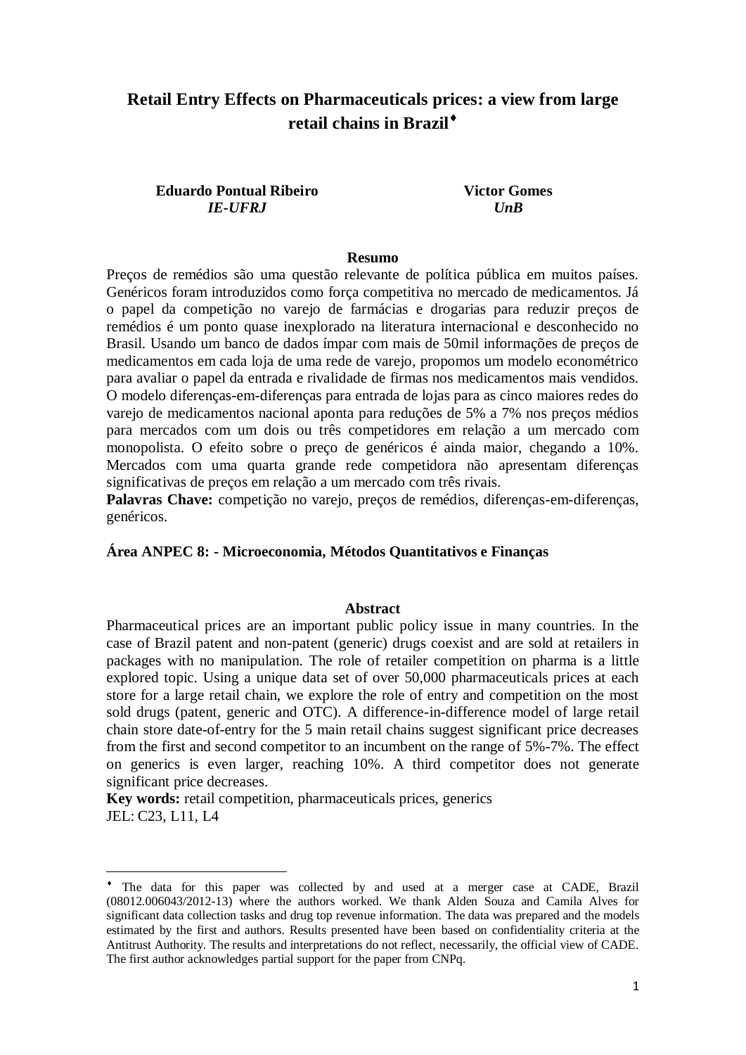# Retail Entry Effects on Pharmaceuticals prices: a view from large retail chains in Brazil[♦]

**Eduardo Pontual Ribeiro**
*IE-UFRJ*

**Victor Gomes**
*UnB*

**Resumo**

Preços de remédios são uma questão relevante de política pública em muitos países. Genéricos foram introduzidos como força competitiva no mercado de medicamentos. Já o papel da competição no varejo de farmácias e drogarias para reduzir preços de remédios é um ponto quase inexplorado na literatura internacional e desconhecido no Brasil. Usando um banco de dados ímpar com mais de 50mil informações de preços de medicamentos em cada loja de uma rede de varejo, propomos um modelo econométrico para avaliar o papel da entrada e rivalidade de firmas nos medicamentos mais vendidos. O modelo diferenças-em-diferenças para entrada de lojas para as cinco maiores redes do varejo de medicamentos nacional aponta para reduções de 5% a 7% nos preços médios para mercados com um dois ou três competidores em relação a um mercado com monopolista. O efeito sobre o preço de genéricos é ainda maior, chegando a 10%. Mercados com uma quarta grande rede competidora não apresentam diferenças significativas de preços em relação a um mercado com três rivais.

**Palavras Chave:** competição no varejo, preços de remédios, diferenças-em-diferenças, genéricos.

**Área ANPEC 8: - Microeconomia, Métodos Quantitativos e Finanças**

**Abstract**

Pharmaceutical prices are an important public policy issue in many countries. In the case of Brazil patent and non-patent (generic) drugs coexist and are sold at retailers in packages with no manipulation. The role of retailer competition on pharma is a little explored topic. Using a unique data set of over 50,000 pharmaceuticals prices at each store for a large retail chain, we explore the role of entry and competition on the most sold drugs (patent, generic and OTC). A difference-in-difference model of large retail chain store date-of-entry for the 5 main retail chains suggest significant price decreases from the first and second competitor to an incumbent on the range of 5%-7%. The effect on generics is even larger, reaching 10%. A third competitor does not generate significant price decreases.

**Key words:** retail competition, pharmaceuticals prices, generics
JEL: C23, L11, L4

---

[♦] The data for this paper was collected by and used at a merger case at CADE, Brazil (08012.006043/2012-13) where the authors worked. We thank Alden Souza and Camila Alves for significant data collection tasks and drug top revenue information. The data was prepared and the models estimated by the first and authors. Results presented have been based on confidentiality criteria at the Antitrust Authority. The results and interpretations do not reflect, necessarily, the official view of CADE. The first author acknowledges partial support for the paper from CNPq.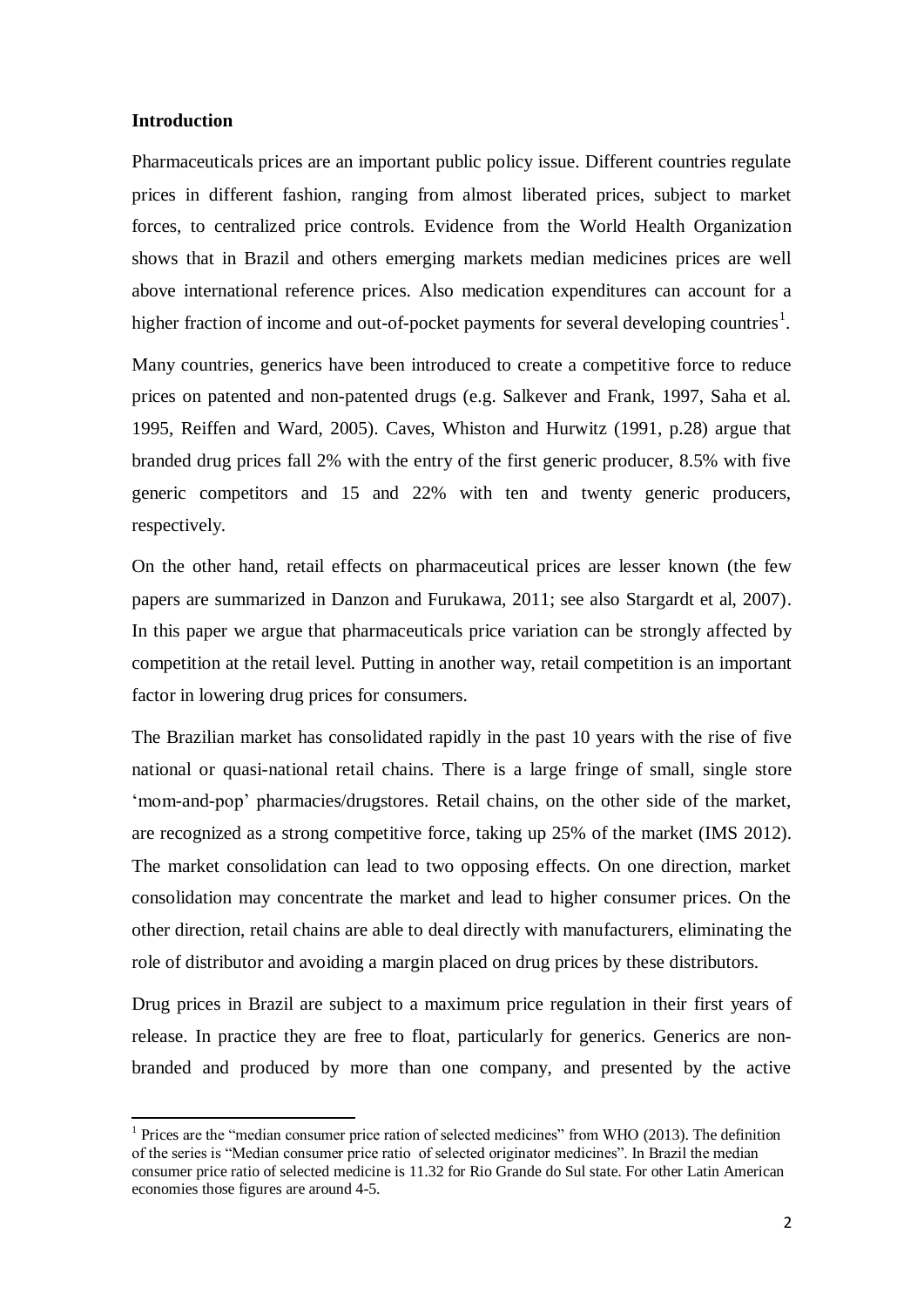**Introduction**

Pharmaceuticals prices are an important public policy issue. Different countries regulate prices in different fashion, ranging from almost liberated prices, subject to market forces, to centralized price controls. Evidence from the World Health Organization shows that in Brazil and others emerging markets median medicines prices are well above international reference prices. Also medication expenditures can account for a higher fraction of income and out-of-pocket payments for several developing countries[1].

Many countries, generics have been introduced to create a competitive force to reduce prices on patented and non-patented drugs (e.g. Salkever and Frank, 1997, Saha et al. 1995, Reiffen and Ward, 2005). Caves, Whiston and Hurwitz (1991, p.28) argue that branded drug prices fall 2% with the entry of the first generic producer, 8.5% with five generic competitors and 15 and 22% with ten and twenty generic producers, respectively.

On the other hand, retail effects on pharmaceutical prices are lesser known (the few papers are summarized in Danzon and Furukawa, 2011; see also Stargardt et al, 2007). In this paper we argue that pharmaceuticals price variation can be strongly affected by competition at the retail level. Putting in another way, retail competition is an important factor in lowering drug prices for consumers.

The Brazilian market has consolidated rapidly in the past 10 years with the rise of five national or quasi-national retail chains. There is a large fringe of small, single store 'mom-and-pop' pharmacies/drugstores. Retail chains, on the other side of the market, are recognized as a strong competitive force, taking up 25% of the market (IMS 2012). The market consolidation can lead to two opposing effects. On one direction, market consolidation may concentrate the market and lead to higher consumer prices. On the other direction, retail chains are able to deal directly with manufacturers, eliminating the role of distributor and avoiding a margin placed on drug prices by these distributors.

Drug prices in Brazil are subject to a maximum price regulation in their first years of release. In practice they are free to float, particularly for generics. Generics are non-branded and produced by more than one company, and presented by the active

[1] Prices are the "median consumer price ration of selected medicines" from WHO (2013). The definition of the series is "Median consumer price ratio of selected originator medicines". In Brazil the median consumer price ratio of selected medicine is 11.32 for Rio Grande do Sul state. For other Latin American economies those figures are around 4-5.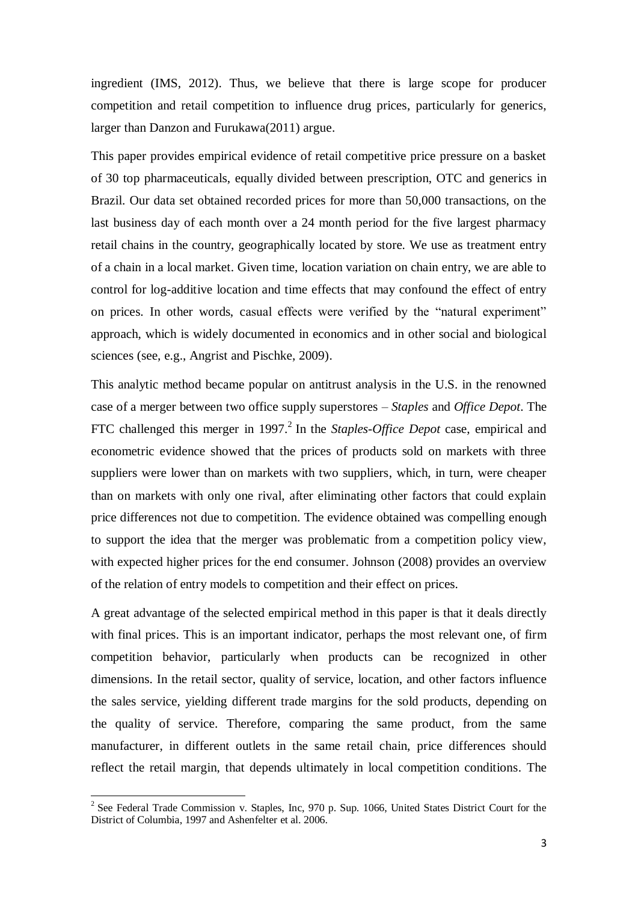ingredient (IMS, 2012). Thus, we believe that there is large scope for producer competition and retail competition to influence drug prices, particularly for generics, larger than Danzon and Furukawa(2011) argue.

This paper provides empirical evidence of retail competitive price pressure on a basket of 30 top pharmaceuticals, equally divided between prescription, OTC and generics in Brazil. Our data set obtained recorded prices for more than 50,000 transactions, on the last business day of each month over a 24 month period for the five largest pharmacy retail chains in the country, geographically located by store. We use as treatment entry of a chain in a local market. Given time, location variation on chain entry, we are able to control for log-additive location and time effects that may confound the effect of entry on prices. In other words, casual effects were verified by the "natural experiment" approach, which is widely documented in economics and in other social and biological sciences (see, e.g., Angrist and Pischke, 2009).

This analytic method became popular on antitrust analysis in the U.S. in the renowned case of a merger between two office supply superstores – *Staples* and *Office Depot*. The FTC challenged this merger in 1997.[2] In the *Staples-Office Depot* case, empirical and econometric evidence showed that the prices of products sold on markets with three suppliers were lower than on markets with two suppliers, which, in turn, were cheaper than on markets with only one rival, after eliminating other factors that could explain price differences not due to competition. The evidence obtained was compelling enough to support the idea that the merger was problematic from a competition policy view, with expected higher prices for the end consumer. Johnson (2008) provides an overview of the relation of entry models to competition and their effect on prices.

A great advantage of the selected empirical method in this paper is that it deals directly with final prices. This is an important indicator, perhaps the most relevant one, of firm competition behavior, particularly when products can be recognized in other dimensions. In the retail sector, quality of service, location, and other factors influence the sales service, yielding different trade margins for the sold products, depending on the quality of service. Therefore, comparing the same product, from the same manufacturer, in different outlets in the same retail chain, price differences should reflect the retail margin, that depends ultimately in local competition conditions. The

[2] See Federal Trade Commission v. Staples, Inc, 970 p. Sup. 1066, United States District Court for the District of Columbia, 1997 and Ashenfelter et al. 2006.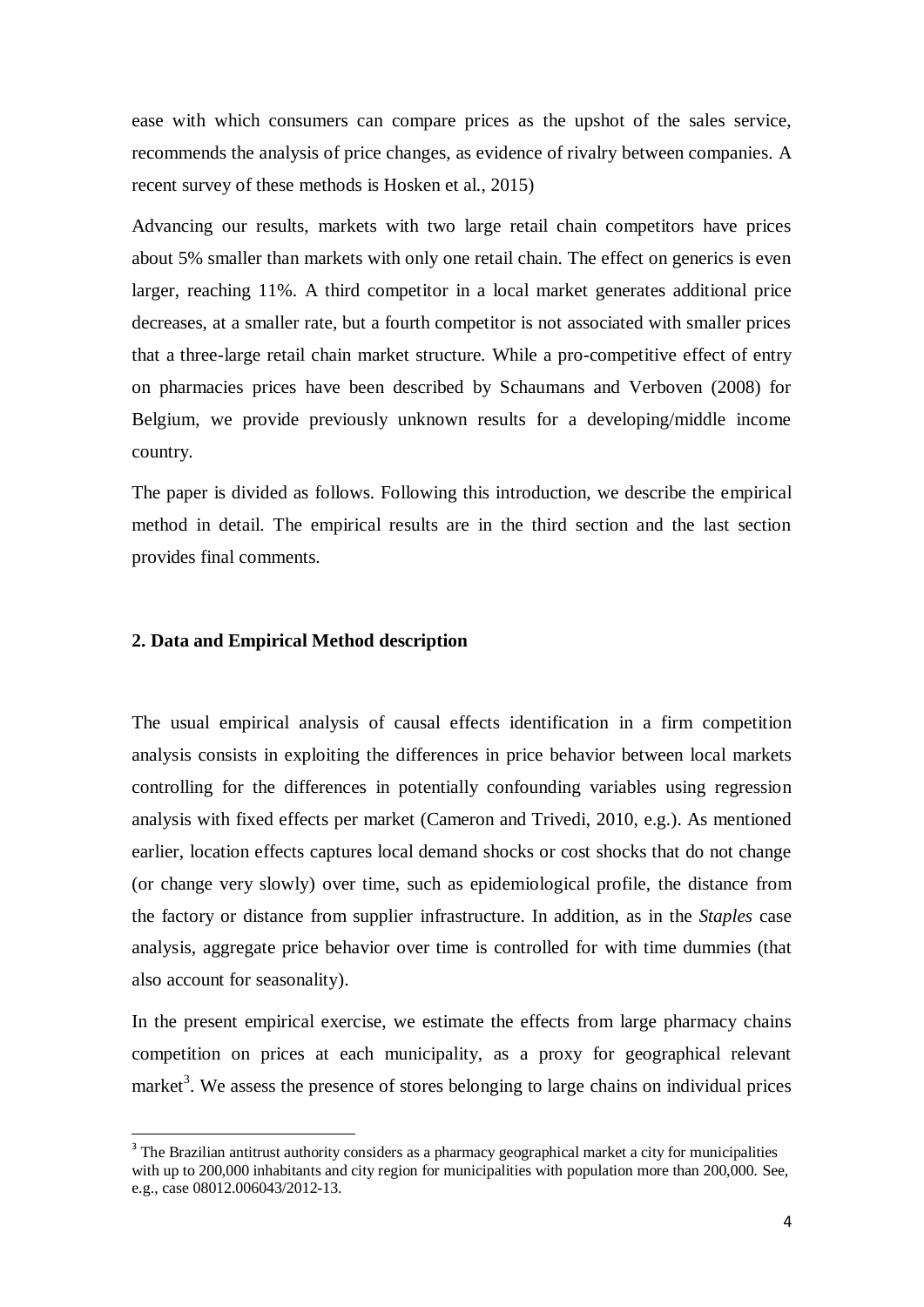ease with which consumers can compare prices as the upshot of the sales service, recommends the analysis of price changes, as evidence of rivalry between companies. A recent survey of these methods is Hosken et al., 2015)

Advancing our results, markets with two large retail chain competitors have prices about 5% smaller than markets with only one retail chain. The effect on generics is even larger, reaching 11%. A third competitor in a local market generates additional price decreases, at a smaller rate, but a fourth competitor is not associated with smaller prices that a three-large retail chain market structure. While a pro-competitive effect of entry on pharmacies prices have been described by Schaumans and Verboven (2008) for Belgium, we provide previously unknown results for a developing/middle income country.

The paper is divided as follows. Following this introduction, we describe the empirical method in detail. The empirical results are in the third section and the last section provides final comments.

## 2. Data and Empirical Method description

The usual empirical analysis of causal effects identification in a firm competition analysis consists in exploiting the differences in price behavior between local markets controlling for the differences in potentially confounding variables using regression analysis with fixed effects per market (Cameron and Trivedi, 2010, e.g.). As mentioned earlier, location effects captures local demand shocks or cost shocks that do not change (or change very slowly) over time, such as epidemiological profile, the distance from the factory or distance from supplier infrastructure. In addition, as in the *Staples* case analysis, aggregate price behavior over time is controlled for with time dummies (that also account for seasonality).

In the present empirical exercise, we estimate the effects from large pharmacy chains competition on prices at each municipality, as a proxy for geographical relevant market[3]. We assess the presence of stores belonging to large chains on individual prices

[3] The Brazilian antitrust authority considers as a pharmacy geographical market a city for municipalities with up to 200,000 inhabitants and city region for municipalities with population more than 200,000. See, e.g., case 08012.006043/2012-13.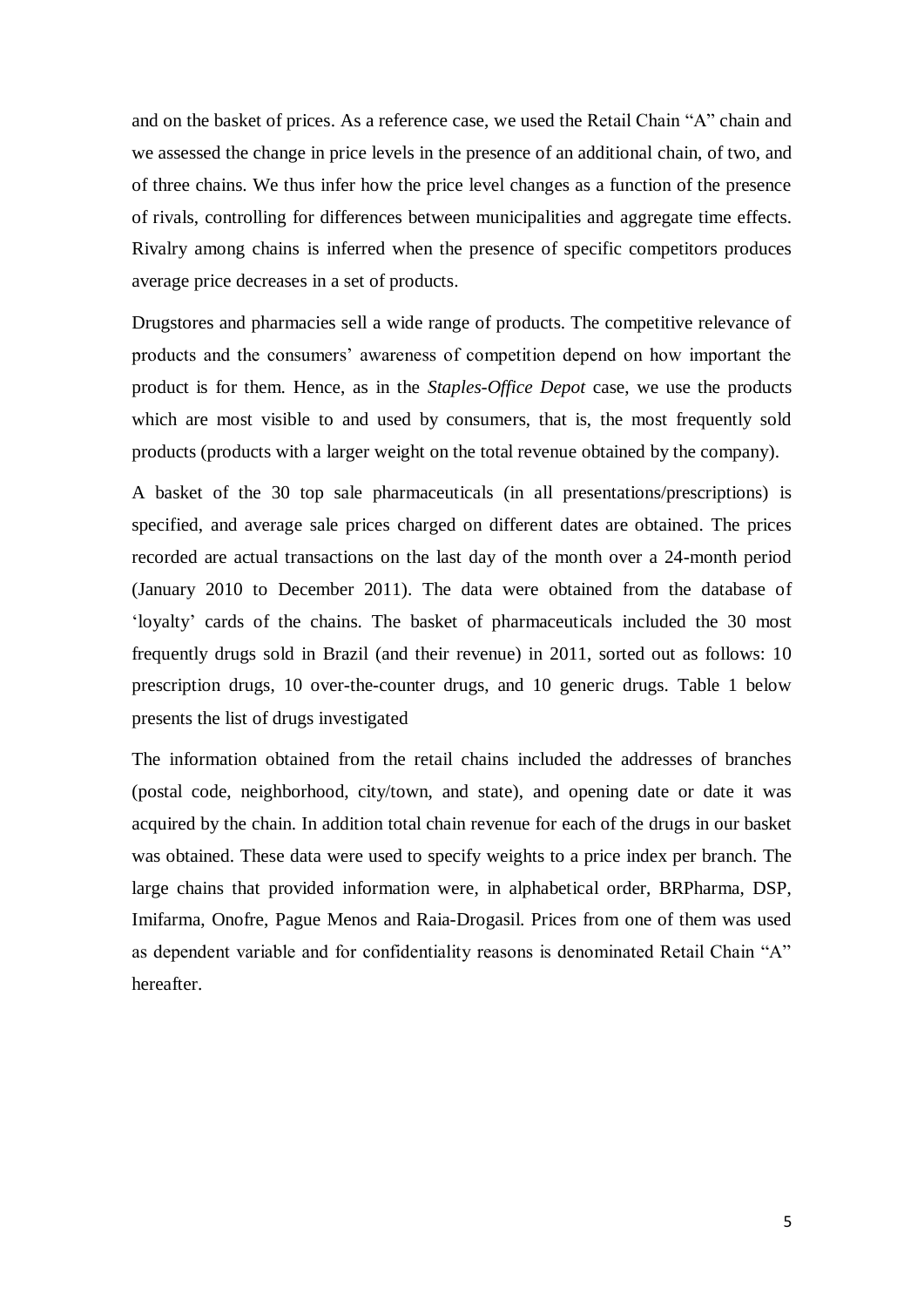and on the basket of prices. As a reference case, we used the Retail Chain "A" chain and we assessed the change in price levels in the presence of an additional chain, of two, and of three chains. We thus infer how the price level changes as a function of the presence of rivals, controlling for differences between municipalities and aggregate time effects. Rivalry among chains is inferred when the presence of specific competitors produces average price decreases in a set of products.

Drugstores and pharmacies sell a wide range of products. The competitive relevance of products and the consumers' awareness of competition depend on how important the product is for them. Hence, as in the *Staples-Office Depot* case, we use the products which are most visible to and used by consumers, that is, the most frequently sold products (products with a larger weight on the total revenue obtained by the company).

A basket of the 30 top sale pharmaceuticals (in all presentations/prescriptions) is specified, and average sale prices charged on different dates are obtained. The prices recorded are actual transactions on the last day of the month over a 24-month period (January 2010 to December 2011). The data were obtained from the database of 'loyalty' cards of the chains. The basket of pharmaceuticals included the 30 most frequently drugs sold in Brazil (and their revenue) in 2011, sorted out as follows: 10 prescription drugs, 10 over-the-counter drugs, and 10 generic drugs. Table 1 below presents the list of drugs investigated

The information obtained from the retail chains included the addresses of branches (postal code, neighborhood, city/town, and state), and opening date or date it was acquired by the chain. In addition total chain revenue for each of the drugs in our basket was obtained. These data were used to specify weights to a price index per branch. The large chains that provided information were, in alphabetical order, BRPharma, DSP, Imifarma, Onofre, Pague Menos and Raia-Drogasil. Prices from one of them was used as dependent variable and for confidentiality reasons is denominated Retail Chain "A" hereafter.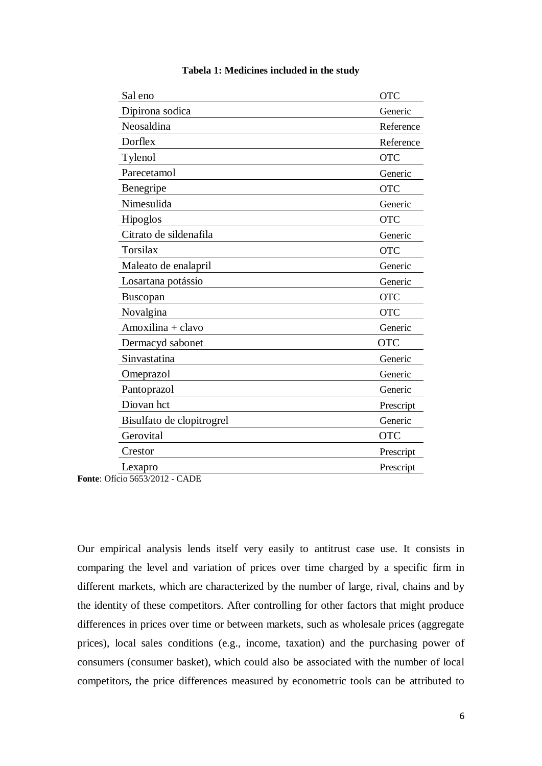**Tabela 1: Medicines included in the study**

| | |
|---|---|
| Sal eno | OTC |
| Dipirona sodica | Generic |
| Neosaldina | Reference |
| Dorflex | Reference |
| Tylenol | OTC |
| Parecetamol | Generic |
| Benegripe | OTC |
| Nimesulida | Generic |
| Hipoglos | OTC |
| Citrato de sildenafila | Generic |
| Torsilax | OTC |
| Maleato de enalapril | Generic |
| Losartana potássio | Generic |
| Buscopan | OTC |
| Novalgina | OTC |
| Amoxilina + clavo | Generic |
| Dermacyd sabonet | OTC |
| Sinvastatina | Generic |
| Omeprazol | Generic |
| Pantoprazol | Generic |
| Diovan hct | Prescript |
| Bisulfato de clopitrogrel | Generic |
| Gerovital | OTC |
| Crestor | Prescript |
| Lexapro | Prescript |

**Fonte**: Ofício 5653/2012 - CADE

Our empirical analysis lends itself very easily to antitrust case use. It consists in comparing the level and variation of prices over time charged by a specific firm in different markets, which are characterized by the number of large, rival, chains and by the identity of these competitors. After controlling for other factors that might produce differences in prices over time or between markets, such as wholesale prices (aggregate prices), local sales conditions (e.g., income, taxation) and the purchasing power of consumers (consumer basket), which could also be associated with the number of local competitors, the price differences measured by econometric tools can be attributed to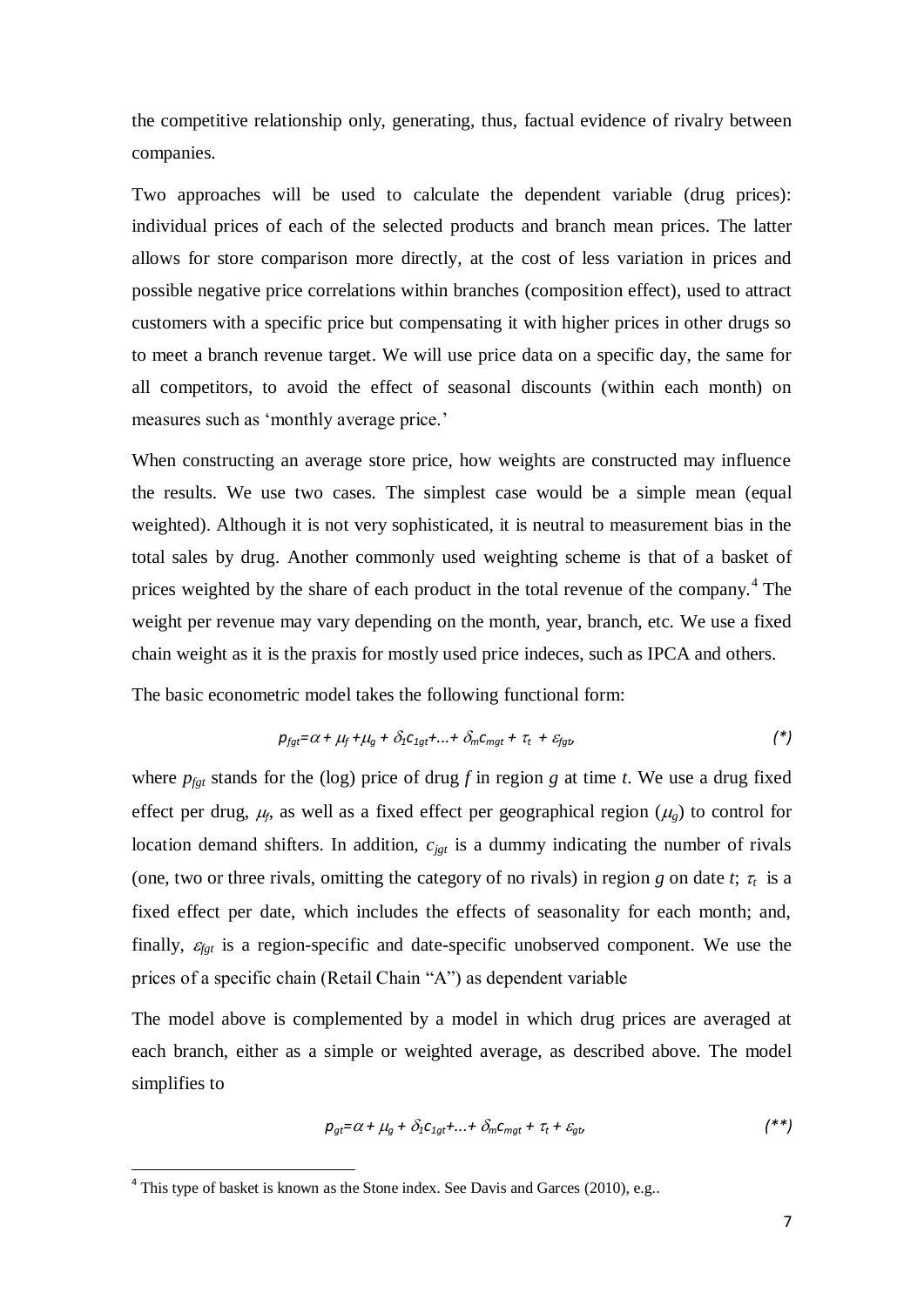the competitive relationship only, generating, thus, factual evidence of rivalry between companies.

Two approaches will be used to calculate the dependent variable (drug prices): individual prices of each of the selected products and branch mean prices. The latter allows for store comparison more directly, at the cost of less variation in prices and possible negative price correlations within branches (composition effect), used to attract customers with a specific price but compensating it with higher prices in other drugs so to meet a branch revenue target. We will use price data on a specific day, the same for all competitors, to avoid the effect of seasonal discounts (within each month) on measures such as 'monthly average price.'

When constructing an average store price, how weights are constructed may influence the results. We use two cases. The simplest case would be a simple mean (equal weighted). Although it is not very sophisticated, it is neutral to measurement bias in the total sales by drug. Another commonly used weighting scheme is that of a basket of prices weighted by the share of each product in the total revenue of the company.[4] The weight per revenue may vary depending on the month, year, branch, etc. We use a fixed chain weight as it is the praxis for mostly used price indeces, such as IPCA and others.

The basic econometric model takes the following functional form:

$$p_{fgt}=\alpha + \mu_f + \mu_g + \delta_1 c_{1gt} + \ldots + \delta_m c_{mgt} + \tau_t + \varepsilon_{fgt}, \qquad (*)$$

where $p_{fgt}$ stands for the (log) price of drug $f$ in region $g$ at time $t$. We use a drug fixed effect per drug, $\mu_f$, as well as a fixed effect per geographical region ($\mu_g$) to control for location demand shifters. In addition, $c_{jgt}$ is a dummy indicating the number of rivals (one, two or three rivals, omitting the category of no rivals) in region $g$ on date $t$; $\tau_t$ is a fixed effect per date, which includes the effects of seasonality for each month; and, finally, $\varepsilon_{fgt}$ is a region-specific and date-specific unobserved component. We use the prices of a specific chain (Retail Chain "A") as dependent variable

The model above is complemented by a model in which drug prices are averaged at each branch, either as a simple or weighted average, as described above. The model simplifies to

$$p_{gt}=\alpha + \mu_g + \delta_1 c_{1gt} + \ldots + \delta_m c_{mgt} + \tau_t + \varepsilon_{gt}, \qquad (**)$$

[4] This type of basket is known as the Stone index. See Davis and Garces (2010), e.g..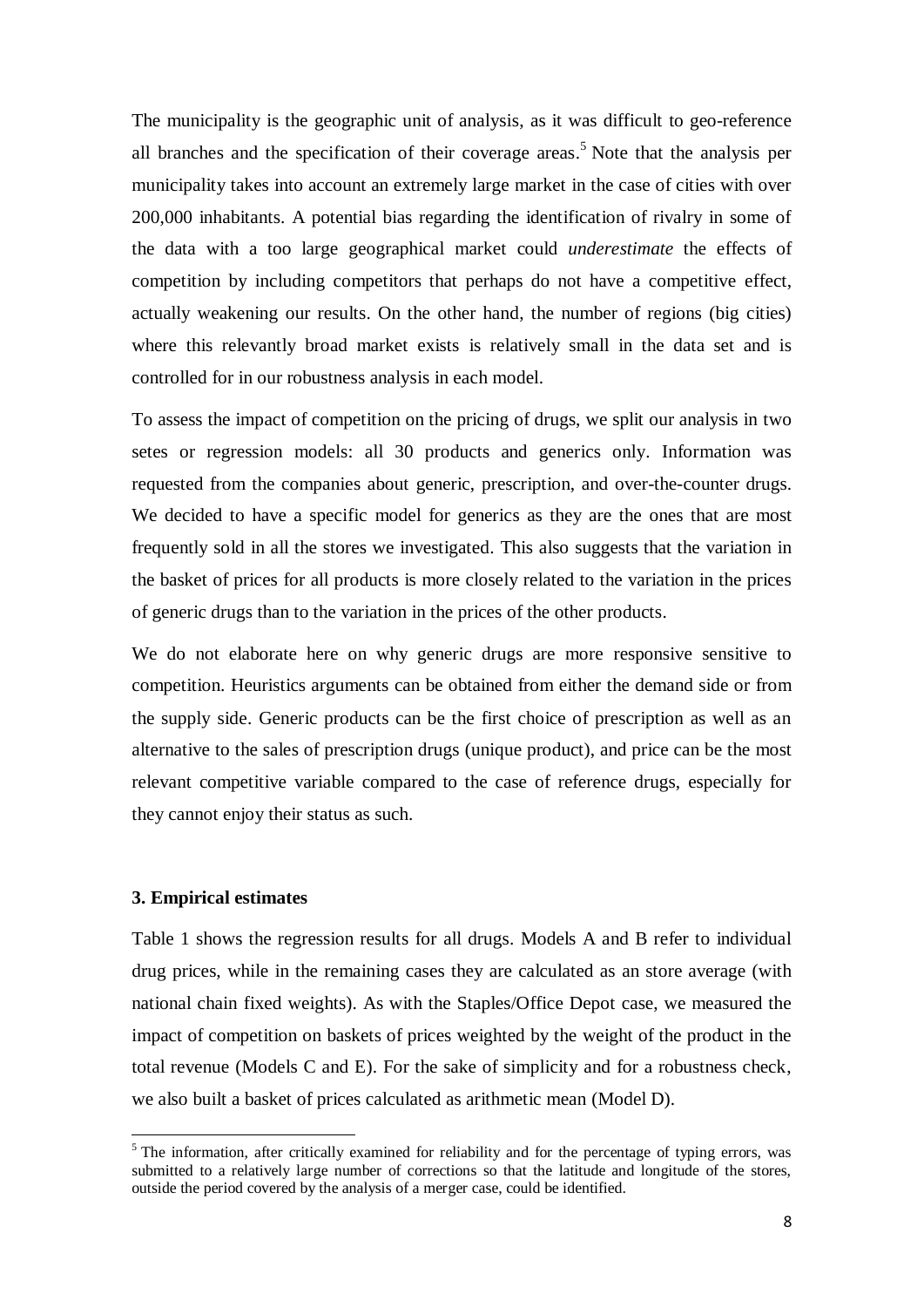The municipality is the geographic unit of analysis, as it was difficult to geo-reference all branches and the specification of their coverage areas.[5] Note that the analysis per municipality takes into account an extremely large market in the case of cities with over 200,000 inhabitants. A potential bias regarding the identification of rivalry in some of the data with a too large geographical market could *underestimate* the effects of competition by including competitors that perhaps do not have a competitive effect, actually weakening our results. On the other hand, the number of regions (big cities) where this relevantly broad market exists is relatively small in the data set and is controlled for in our robustness analysis in each model.

To assess the impact of competition on the pricing of drugs, we split our analysis in two setes or regression models: all 30 products and generics only. Information was requested from the companies about generic, prescription, and over-the-counter drugs. We decided to have a specific model for generics as they are the ones that are most frequently sold in all the stores we investigated. This also suggests that the variation in the basket of prices for all products is more closely related to the variation in the prices of generic drugs than to the variation in the prices of the other products.

We do not elaborate here on why generic drugs are more responsive sensitive to competition. Heuristics arguments can be obtained from either the demand side or from the supply side. Generic products can be the first choice of prescription as well as an alternative to the sales of prescription drugs (unique product), and price can be the most relevant competitive variable compared to the case of reference drugs, especially for they cannot enjoy their status as such.

### 3. Empirical estimates

Table 1 shows the regression results for all drugs. Models A and B refer to individual drug prices, while in the remaining cases they are calculated as an store average (with national chain fixed weights). As with the Staples/Office Depot case, we measured the impact of competition on baskets of prices weighted by the weight of the product in the total revenue (Models C and E). For the sake of simplicity and for a robustness check, we also built a basket of prices calculated as arithmetic mean (Model D).

[5] The information, after critically examined for reliability and for the percentage of typing errors, was submitted to a relatively large number of corrections so that the latitude and longitude of the stores, outside the period covered by the analysis of a merger case, could be identified.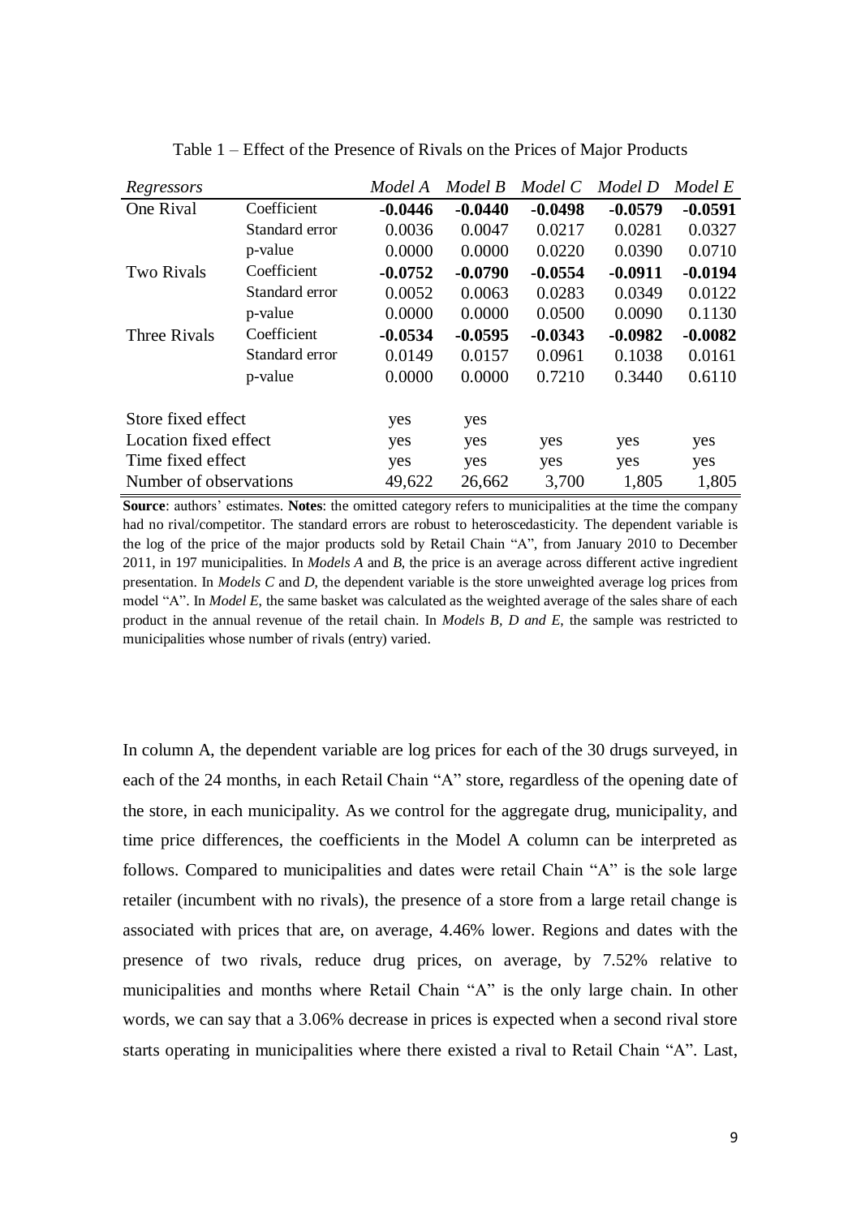Table 1 – Effect of the Presence of Rivals on the Prices of Major Products

| *Regressors* | | *Model A* | *Model B* | *Model C* | *Model D* | *Model E* |
|---|---|---|---|---|---|---|
| One Rival | Coefficient | **-0.0446** | **-0.0440** | **-0.0498** | **-0.0579** | **-0.0591** |
| | Standard error | 0.0036 | 0.0047 | 0.0217 | 0.0281 | 0.0327 |
| | p-value | 0.0000 | 0.0000 | 0.0220 | 0.0390 | 0.0710 |
| Two Rivals | Coefficient | **-0.0752** | **-0.0790** | **-0.0554** | **-0.0911** | **-0.0194** |
| | Standard error | 0.0052 | 0.0063 | 0.0283 | 0.0349 | 0.0122 |
| | p-value | 0.0000 | 0.0000 | 0.0500 | 0.0090 | 0.1130 |
| Three Rivals | Coefficient | **-0.0534** | **-0.0595** | **-0.0343** | **-0.0982** | **-0.0082** |
| | Standard error | 0.0149 | 0.0157 | 0.0961 | 0.1038 | 0.0161 |
| | p-value | 0.0000 | 0.0000 | 0.7210 | 0.3440 | 0.6110 |
| Store fixed effect | | yes | yes | | | |
| Location fixed effect | | yes | yes | yes | yes | yes |
| Time fixed effect | | yes | yes | yes | yes | yes |
| Number of observations | | 49,622 | 26,662 | 3,700 | 1,805 | 1,805 |

**Source**: authors' estimates. **Notes**: the omitted category refers to municipalities at the time the company had no rival/competitor. The standard errors are robust to heteroscedasticity. The dependent variable is the log of the price of the major products sold by Retail Chain "A", from January 2010 to December 2011, in 197 municipalities. In *Models A* and *B*, the price is an average across different active ingredient presentation. In *Models C* and *D*, the dependent variable is the store unweighted average log prices from model "A". In *Model E*, the same basket was calculated as the weighted average of the sales share of each product in the annual revenue of the retail chain. In *Models B, D and E*, the sample was restricted to municipalities whose number of rivals (entry) varied.

In column A, the dependent variable are log prices for each of the 30 drugs surveyed, in each of the 24 months, in each Retail Chain "A" store, regardless of the opening date of the store, in each municipality. As we control for the aggregate drug, municipality, and time price differences, the coefficients in the Model A column can be interpreted as follows. Compared to municipalities and dates were retail Chain "A" is the sole large retailer (incumbent with no rivals), the presence of a store from a large retail change is associated with prices that are, on average, 4.46% lower. Regions and dates with the presence of two rivals, reduce drug prices, on average, by 7.52% relative to municipalities and months where Retail Chain "A" is the only large chain. In other words, we can say that a 3.06% decrease in prices is expected when a second rival store starts operating in municipalities where there existed a rival to Retail Chain "A". Last,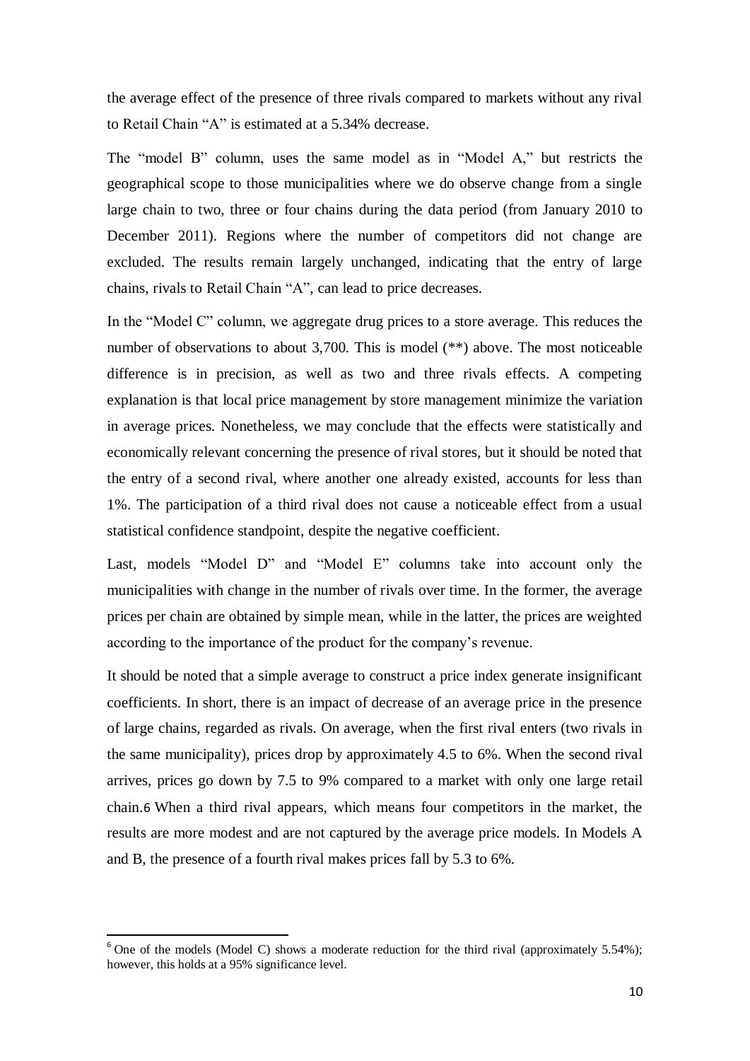the average effect of the presence of three rivals compared to markets without any rival to Retail Chain "A" is estimated at a 5.34% decrease.

The "model B" column, uses the same model as in "Model A," but restricts the geographical scope to those municipalities where we do observe change from a single large chain to two, three or four chains during the data period (from January 2010 to December 2011). Regions where the number of competitors did not change are excluded. The results remain largely unchanged, indicating that the entry of large chains, rivals to Retail Chain "A", can lead to price decreases.

In the "Model C" column, we aggregate drug prices to a store average. This reduces the number of observations to about 3,700. This is model (**) above. The most noticeable difference is in precision, as well as two and three rivals effects. A competing explanation is that local price management by store management minimize the variation in average prices. Nonetheless, we may conclude that the effects were statistically and economically relevant concerning the presence of rival stores, but it should be noted that the entry of a second rival, where another one already existed, accounts for less than 1%. The participation of a third rival does not cause a noticeable effect from a usual statistical confidence standpoint, despite the negative coefficient.

Last, models "Model D" and "Model E" columns take into account only the municipalities with change in the number of rivals over time. In the former, the average prices per chain are obtained by simple mean, while in the latter, the prices are weighted according to the importance of the product for the company's revenue.

It should be noted that a simple average to construct a price index generate insignificant coefficients. In short, there is an impact of decrease of an average price in the presence of large chains, regarded as rivals. On average, when the first rival enters (two rivals in the same municipality), prices drop by approximately 4.5 to 6%. When the second rival arrives, prices go down by 7.5 to 9% compared to a market with only one large retail chain.[6] When a third rival appears, which means four competitors in the market, the results are more modest and are not captured by the average price models. In Models A and B, the presence of a fourth rival makes prices fall by 5.3 to 6%.

---

[6] One of the models (Model C) shows a moderate reduction for the third rival (approximately 5.54%); however, this holds at a 95% significance level.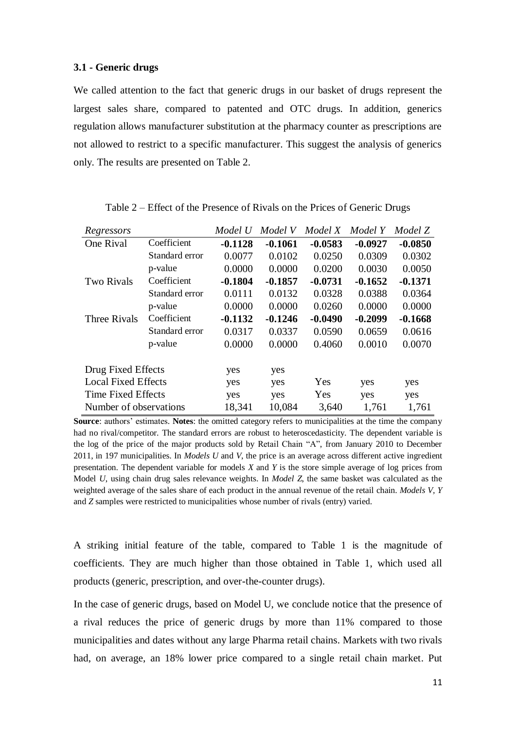**3.1 - Generic drugs**

We called attention to the fact that generic drugs in our basket of drugs represent the largest sales share, compared to patented and OTC drugs. In addition, generics regulation allows manufacturer substitution at the pharmacy counter as prescriptions are not allowed to restrict to a specific manufacturer. This suggest the analysis of generics only. The results are presented on Table 2.

Table 2 – Effect of the Presence of Rivals on the Prices of Generic Drugs

| *Regressors* | | *Model U* | *Model V* | *Model X* | *Model Y* | *Model Z* |
|---|---|---|---|---|---|---|
| One Rival | Coefficient | **-0.1128** | **-0.1061** | **-0.0583** | **-0.0927** | **-0.0850** |
| | Standard error | 0.0077 | 0.0102 | 0.0250 | 0.0309 | 0.0302 |
| | p-value | 0.0000 | 0.0000 | 0.0200 | 0.0030 | 0.0050 |
| Two Rivals | Coefficient | **-0.1804** | **-0.1857** | **-0.0731** | **-0.1652** | **-0.1371** |
| | Standard error | 0.0111 | 0.0132 | 0.0328 | 0.0388 | 0.0364 |
| | p-value | 0.0000 | 0.0000 | 0.0260 | 0.0000 | 0.0000 |
| Three Rivals | Coefficient | **-0.1132** | **-0.1246** | **-0.0490** | **-0.2099** | **-0.1668** |
| | Standard error | 0.0317 | 0.0337 | 0.0590 | 0.0659 | 0.0616 |
| | p-value | 0.0000 | 0.0000 | 0.4060 | 0.0010 | 0.0070 |
| Drug Fixed Effects | | yes | yes | | | |
| Local Fixed Effects | | yes | yes | Yes | yes | yes |
| Time Fixed Effects | | yes | yes | Yes | yes | yes |
| Number of observations | | 18,341 | 10,084 | 3,640 | 1,761 | 1,761 |

**Source**: authors' estimates. **Notes**: the omitted category refers to municipalities at the time the company had no rival/competitor. The standard errors are robust to heteroscedasticity. The dependent variable is the log of the price of the major products sold by Retail Chain "A", from January 2010 to December 2011, in 197 municipalities. In *Models U* and *V*, the price is an average across different active ingredient presentation. The dependent variable for models *X* and *Y* is the store simple average of log prices from Model *U*, using chain drug sales relevance weights. In *Model Z*, the same basket was calculated as the weighted average of the sales share of each product in the annual revenue of the retail chain. *Models V, Y* and *Z* samples were restricted to municipalities whose number of rivals (entry) varied.

A striking initial feature of the table, compared to Table 1 is the magnitude of coefficients. They are much higher than those obtained in Table 1, which used all products (generic, prescription, and over-the-counter drugs).

In the case of generic drugs, based on Model U, we conclude notice that the presence of a rival reduces the price of generic drugs by more than 11% compared to those municipalities and dates without any large Pharma retail chains. Markets with two rivals had, on average, an 18% lower price compared to a single retail chain market. Put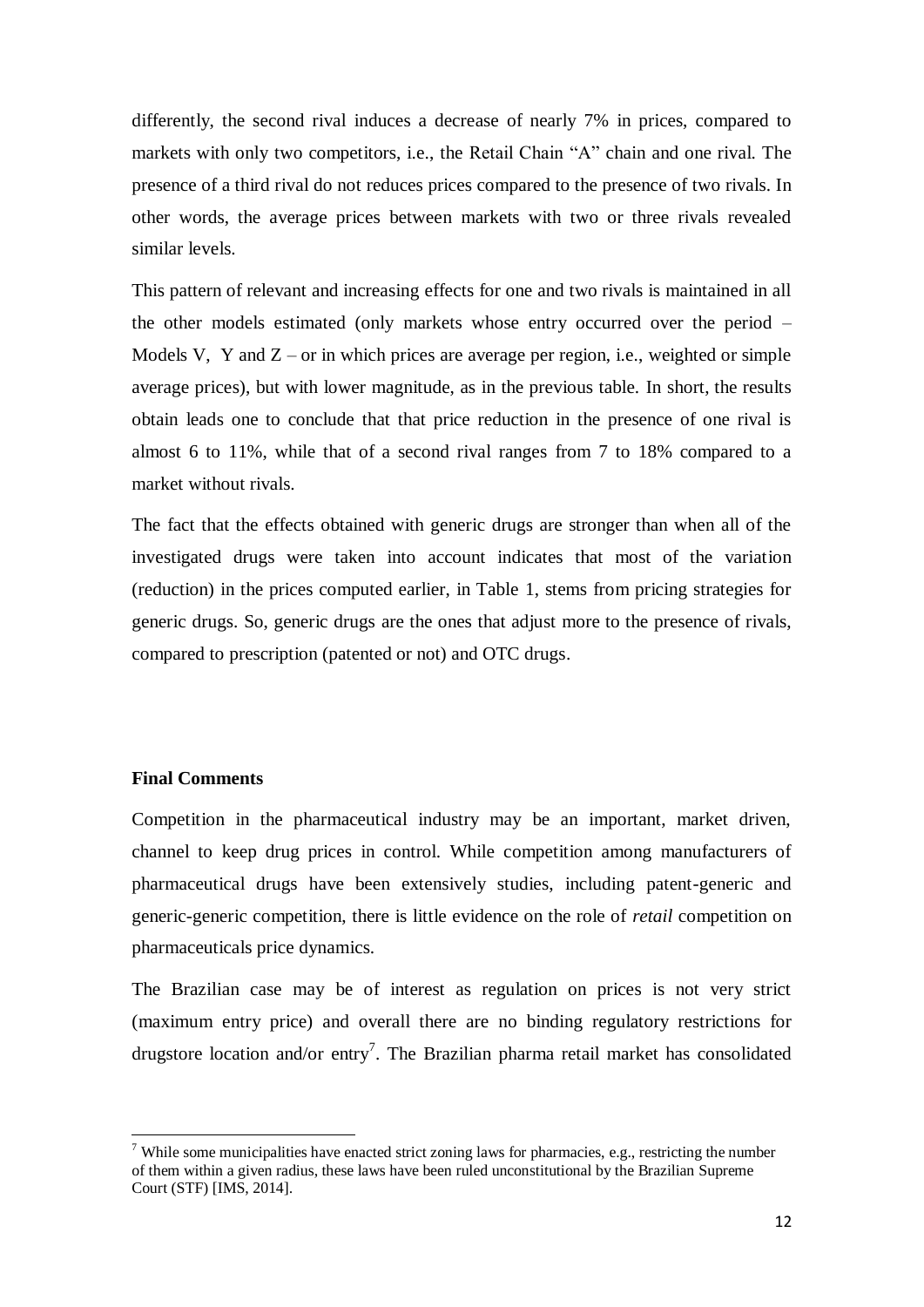differently, the second rival induces a decrease of nearly 7% in prices, compared to markets with only two competitors, i.e., the Retail Chain "A" chain and one rival. The presence of a third rival do not reduces prices compared to the presence of two rivals. In other words, the average prices between markets with two or three rivals revealed similar levels.

This pattern of relevant and increasing effects for one and two rivals is maintained in all the other models estimated (only markets whose entry occurred over the period – Models V, Y and Z – or in which prices are average per region, i.e., weighted or simple average prices), but with lower magnitude, as in the previous table. In short, the results obtain leads one to conclude that that price reduction in the presence of one rival is almost 6 to 11%, while that of a second rival ranges from 7 to 18% compared to a market without rivals.

The fact that the effects obtained with generic drugs are stronger than when all of the investigated drugs were taken into account indicates that most of the variation (reduction) in the prices computed earlier, in Table 1, stems from pricing strategies for generic drugs. So, generic drugs are the ones that adjust more to the presence of rivals, compared to prescription (patented or not) and OTC drugs.

**Final Comments**

Competition in the pharmaceutical industry may be an important, market driven, channel to keep drug prices in control. While competition among manufacturers of pharmaceutical drugs have been extensively studies, including patent-generic and generic-generic competition, there is little evidence on the role of *retail* competition on pharmaceuticals price dynamics.

The Brazilian case may be of interest as regulation on prices is not very strict (maximum entry price) and overall there are no binding regulatory restrictions for drugstore location and/or entry[7]. The Brazilian pharma retail market has consolidated

[7] While some municipalities have enacted strict zoning laws for pharmacies, e.g., restricting the number of them within a given radius, these laws have been ruled unconstitutional by the Brazilian Supreme Court (STF) [IMS, 2014].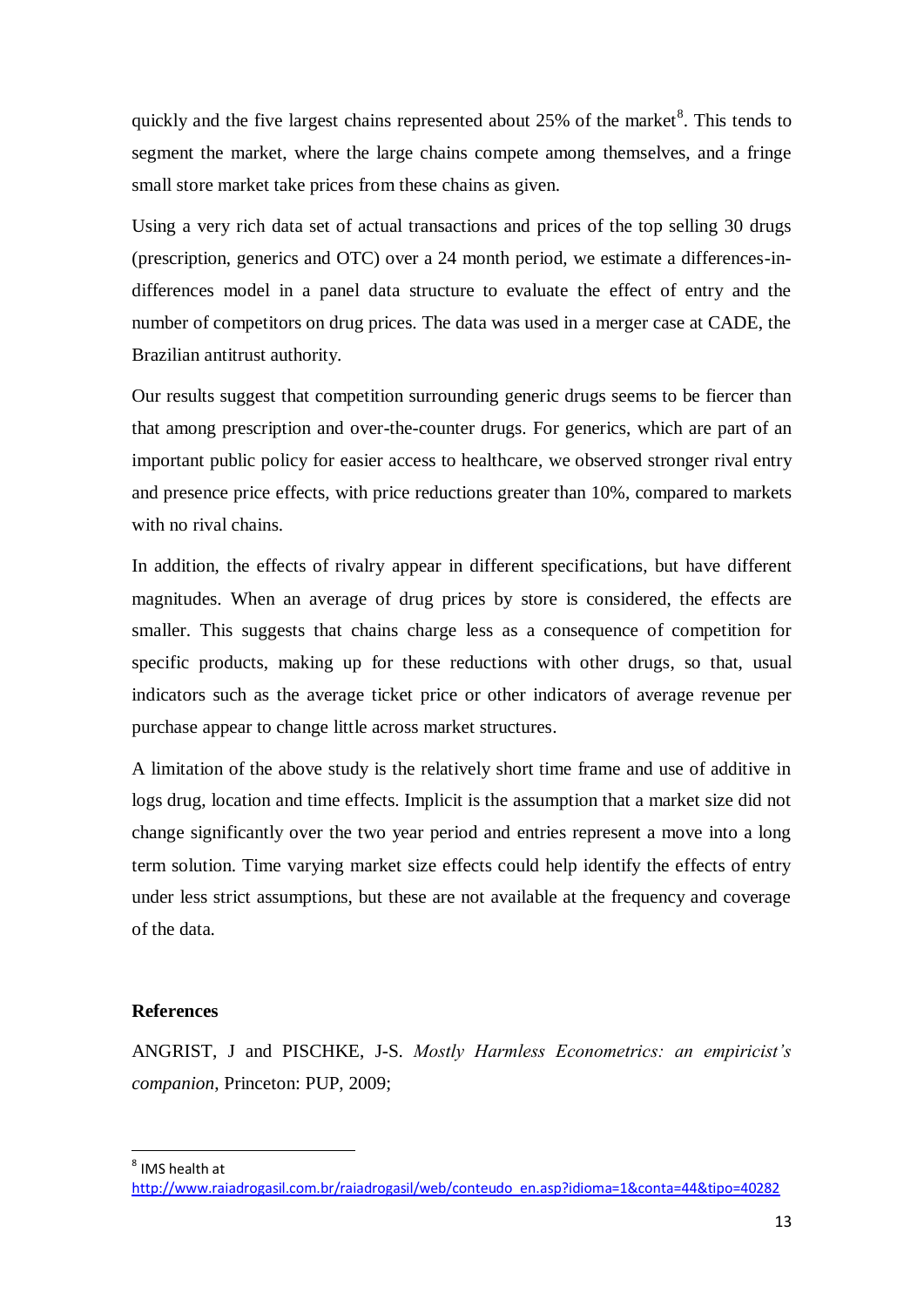quickly and the five largest chains represented about 25% of the market[8]. This tends to segment the market, where the large chains compete among themselves, and a fringe small store market take prices from these chains as given.

Using a very rich data set of actual transactions and prices of the top selling 30 drugs (prescription, generics and OTC) over a 24 month period, we estimate a differences-in-differences model in a panel data structure to evaluate the effect of entry and the number of competitors on drug prices. The data was used in a merger case at CADE, the Brazilian antitrust authority.

Our results suggest that competition surrounding generic drugs seems to be fiercer than that among prescription and over-the-counter drugs. For generics, which are part of an important public policy for easier access to healthcare, we observed stronger rival entry and presence price effects, with price reductions greater than 10%, compared to markets with no rival chains.

In addition, the effects of rivalry appear in different specifications, but have different magnitudes. When an average of drug prices by store is considered, the effects are smaller. This suggests that chains charge less as a consequence of competition for specific products, making up for these reductions with other drugs, so that, usual indicators such as the average ticket price or other indicators of average revenue per purchase appear to change little across market structures.

A limitation of the above study is the relatively short time frame and use of additive in logs drug, location and time effects. Implicit is the assumption that a market size did not change significantly over the two year period and entries represent a move into a long term solution. Time varying market size effects could help identify the effects of entry under less strict assumptions, but these are not available at the frequency and coverage of the data.

## References

ANGRIST, J and PISCHKE, J-S. *Mostly Harmless Econometrics: an empiricist's companion*, Princeton: PUP, 2009;

---

[8] IMS health at http://www.raiadrogasil.com.br/raiadrogasil/web/conteudo_en.asp?idioma=1&conta=44&tipo=40282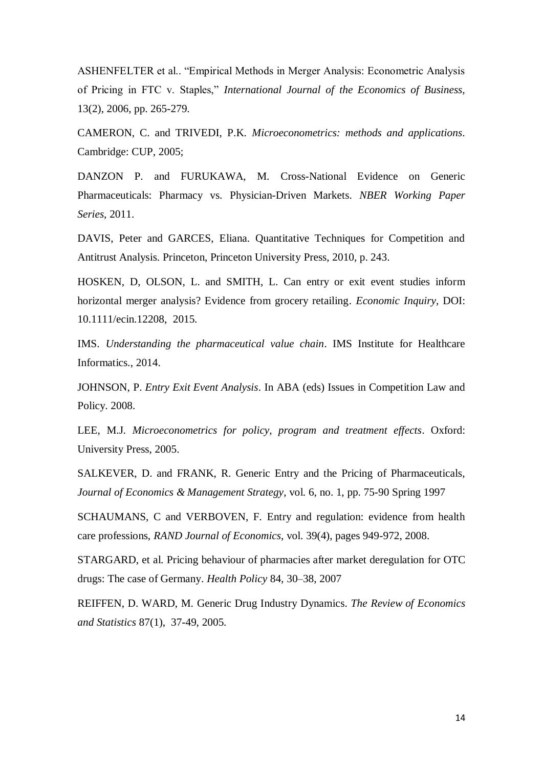ASHENFELTER et al.. "Empirical Methods in Merger Analysis: Econometric Analysis of Pricing in FTC v. Staples," *International Journal of the Economics of Business*, 13(2), 2006, pp. 265-279.

CAMERON, C. and TRIVEDI, P.K. *Microeconometrics: methods and applications*. Cambridge: CUP, 2005;

DANZON P. and FURUKAWA, M. Cross-National Evidence on Generic Pharmaceuticals: Pharmacy vs. Physician-Driven Markets. *NBER Working Paper Series*, 2011.

DAVIS, Peter and GARCES, Eliana. Quantitative Techniques for Competition and Antitrust Analysis. Princeton, Princeton University Press, 2010, p. 243.

HOSKEN, D, OLSON, L. and SMITH, L. Can entry or exit event studies inform horizontal merger analysis? Evidence from grocery retailing. *Economic Inquiry*, DOI: 10.1111/ecin.12208, 2015.

IMS. *Understanding the pharmaceutical value chain*. IMS Institute for Healthcare Informatics., 2014.

JOHNSON, P. *Entry Exit Event Analysis*. In ABA (eds) Issues in Competition Law and Policy. 2008.

LEE, M.J. *Microeconometrics for policy, program and treatment effects*. Oxford: University Press, 2005.

SALKEVER, D. and FRANK, R. Generic Entry and the Pricing of Pharmaceuticals, *Journal of Economics & Management Strategy*, vol. 6, no. 1, pp. 75-90 Spring 1997

SCHAUMANS, C and VERBOVEN, F. Entry and regulation: evidence from health care professions, *RAND Journal of Economics*, vol. 39(4), pages 949-972, 2008.

STARGARD, et al. Pricing behaviour of pharmacies after market deregulation for OTC drugs: The case of Germany. *Health Policy* 84, 30–38, 2007

REIFFEN, D. WARD, M. Generic Drug Industry Dynamics. *The Review of Economics and Statistics* 87(1), 37-49, 2005.